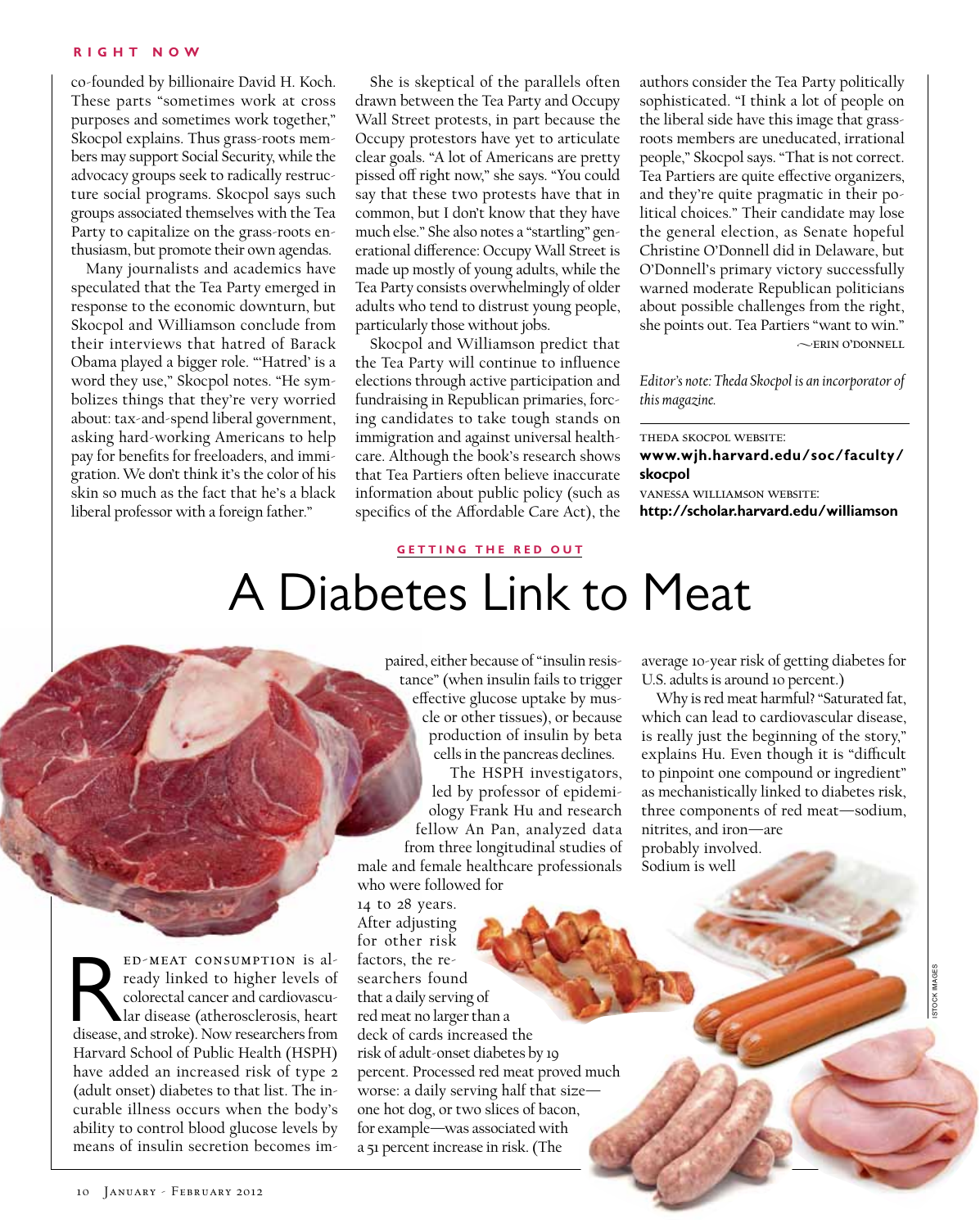co-founded by billionaire David H. Koch. These parts "sometimes work at cross purposes and sometimes work together," Skocpol explains. Thus grass-roots members may support Social Security, while the advocacy groups seek to radically restructure social programs. Skocpol says such groups associated themselves with the Tea Party to capitalize on the grass-roots enthusiasm, but promote their own agendas.

Many journalists and academics have speculated that the Tea Party emerged in response to the economic downturn, but Skocpol and Williamson conclude from their interviews that hatred of Barack Obama played a bigger role. "'Hatred' is a word they use," Skocpol notes. "He symbolizes things that they're very worried about: tax-and-spend liberal government, asking hard-working Americans to help pay for benefits for freeloaders, and immigration. We don't think it's the color of his skin so much as the fact that he's a black liberal professor with a foreign father."

She is skeptical of the parallels often drawn between the Tea Party and Occupy Wall Street protests, in part because the Occupy protestors have yet to articulate clear goals. "A lot of Americans are pretty pissed off right now," she says. "You could say that these two protests have that in common, but I don't know that they have much else." She also notes a "startling" generational difference: Occupy Wall Street is made up mostly of young adults, while the Tea Party consists overwhelmingly of older adults who tend to distrust young people, particularly those without jobs.

Skocpol and Williamson predict that the Tea Party will continue to influence elections through active participation and fundraising in Republican primaries, forcing candidates to take tough stands on immigration and against universal healthcare. Although the book's research shows that Tea Partiers often believe inaccurate information about public policy (such as specifics of the Affordable Care Act), the authors consider the Tea Party politically sophisticated. "I think a lot of people on the liberal side have this image that grass-roots members are uneducated, irrational people," Skocpol says. "That is not correct. Tea Partiers are quite effective organizers, and they're quite pragmatic in their political choices." Their candidate may lose the general election, as Senate hopeful Christine O'Donnell did in Delaware, but O'Donnell's primary victory successfully warned moderate Republican politicians about possible challenges from the right, she points out. Tea Partiers "want to win."

~ERIN O'DONNELL

*Editor's note: Theda Skocpol is an incorporator of this magazine.*

THEDA SKOCPOL WEBSITE:
**www.wjh.harvard.edu/soc/faculty/skocpol**

VANESSA WILLIAMSON WEBSITE:
**http://scholar.harvard.edu/williamson**

GETTING THE RED OUT

# A Diabetes Link to Meat

Red-meat consumption is already linked to higher levels of colorectal cancer and cardiovascular disease (atherosclerosis, heart disease, and stroke). Now researchers from Harvard School of Public Health (HSPH) have added an increased risk of type 2 (adult onset) diabetes to that list. The incurable illness occurs when the body's ability to control blood glucose levels by means of insulin secretion becomes impaired, either because of "insulin resistance" (when insulin fails to trigger effective glucose uptake by muscle or other tissues), or because production of insulin by beta cells in the pancreas declines.

The HSPH investigators, led by professor of epidemiology Frank Hu and research fellow An Pan, analyzed data from three longitudinal studies of male and female healthcare professionals who were followed for 14 to 28 years. After adjusting for other risk factors, the researchers found that a daily serving of red meat no larger than a deck of cards increased the risk of adult-onset diabetes by 19 percent. Processed red meat proved much worse: a daily serving half that size—one hot dog, or two slices of bacon, for example—was associated with a 51 percent increase in risk. (The average 10-year risk of getting diabetes for U.S. adults is around 10 percent.)

Why is red meat harmful? "Saturated fat, which can lead to cardiovascular disease, is really just the beginning of the story," explains Hu. Even though it is "difficult to pinpoint one compound or ingredient" as mechanistically linked to diabetes risk, three components of red meat—sodium, nitrites, and iron—are probably involved. Sodium is well

ISTOCK IMAGES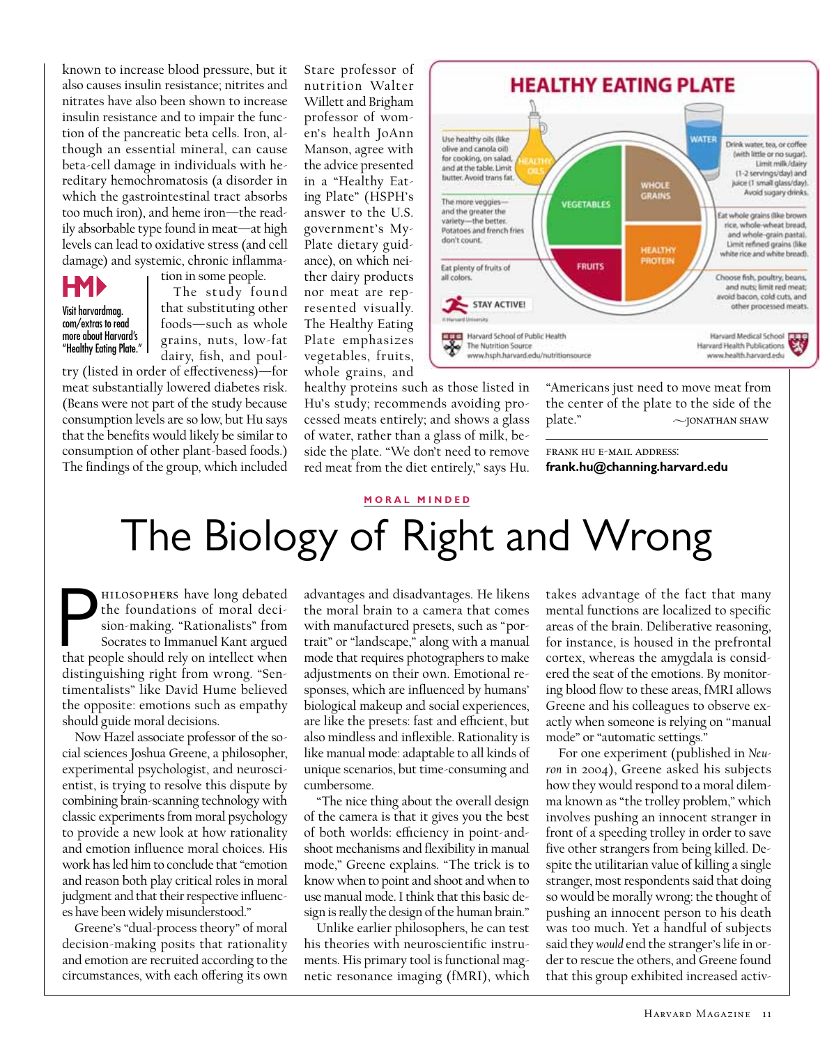known to increase blood pressure, but it also causes insulin resistance; nitrites and nitrates have also been shown to increase insulin resistance and to impair the function of the pancreatic beta cells. Iron, although an essential mineral, can cause beta-cell damage in individuals with hereditary hemochromatosis (a disorder in which the gastrointestinal tract absorbs too much iron), and heme iron—the readily absorbable type found in meat—at high levels can lead to oxidative stress (and cell damage) and systemic, chronic inflammation in some people.

HM▶ Visit harvardmag.com/extras to read more about Harvard's "Healthy Eating Plate."

The study found that substituting other foods—such as whole grains, nuts, low-fat dairy, fish, and poultry (listed in order of effectiveness)—for meat substantially lowered diabetes risk. (Beans were not part of the study because consumption levels are so low, but Hu says that the benefits would likely be similar to consumption of other plant-based foods.) The findings of the group, which included Stare professor of nutrition Walter Willett and Brigham professor of women's health JoAnn Manson, agree with the advice presented in a "Healthy Eating Plate" (HSPH's answer to the U.S. government's MyPlate dietary guidance), on which neither dairy products nor meat are represented visually. The Healthy Eating Plate emphasizes vegetables, fruits, whole grains, and healthy proteins such as those listed in Hu's study; recommends avoiding processed meats entirely; and shows a glass of water, rather than a glass of milk, beside the plate. "We don't need to remove red meat from the diet entirely," says Hu. "Americans just need to move meat from the center of the plate to the side of the plate."

~JONATHAN SHAW

FRANK HU E-MAIL ADDRESS:
**frank.hu@channing.harvard.edu**

HEALTHY EATING PLATE

Use healthy oils (like olive and canola oil) for cooking, on salad, and at the table. Limit butter. Avoid trans fat.

HEALTHY OILS

WATER

Drink water, tea, or coffee (with little or no sugar). Limit milk/dairy (1-2 servings/day) and juice (1 small glass/day). Avoid sugary drinks.

The more veggies—and the greater the variety—the better. Potatoes and french fries don't count.

VEGETABLES

WHOLE GRAINS

Eat whole grains (like brown rice, whole-wheat bread, and whole-grain pasta). Limit refined grains (like white rice and white bread).

Eat plenty of fruits of all colors.

FRUITS

HEALTHY PROTEIN

Choose fish, poultry, beans, and nuts; limit red meat; avoid bacon, cold cuts, and other processed meats.

STAY ACTIVE!

© Harvard University

Harvard School of Public Health
The Nutrition Source
www.hsph.harvard.edu/nutritionsource

Harvard Medical School
Harvard Health Publications
www.health.harvard.edu

MORAL MINDED

# The Biology of Right and Wrong

Philosophers have long debated the foundations of moral decision-making. "Rationalists" from Socrates to Immanuel Kant argued that people should rely on intellect when distinguishing right from wrong. "Sentimentalists" like David Hume believed the opposite: emotions such as empathy should guide moral decisions.

Now Hazel associate professor of the social sciences Joshua Greene, a philosopher, experimental psychologist, and neuroscientist, is trying to resolve this dispute by combining brain-scanning technology with classic experiments from moral psychology to provide a new look at how rationality and emotion influence moral choices. His work has led him to conclude that "emotion and reason both play critical roles in moral judgment and that their respective influences have been widely misunderstood."

Greene's "dual-process theory" of moral decision-making posits that rationality and emotion are recruited according to the circumstances, with each offering its own advantages and disadvantages. He likens the moral brain to a camera that comes with manufactured presets, such as "portrait" or "landscape," along with a manual mode that requires photographers to make adjustments on their own. Emotional responses, which are influenced by humans' biological makeup and social experiences, are like the presets: fast and efficient, but also mindless and inflexible. Rationality is like manual mode: adaptable to all kinds of unique scenarios, but time-consuming and cumbersome.

"The nice thing about the overall design of the camera is that it gives you the best of both worlds: efficiency in point-and-shoot mechanisms and flexibility in manual mode," Greene explains. "The trick is to know when to point and shoot and when to use manual mode. I think that this basic design is really the design of the human brain."

Unlike earlier philosophers, he can test his theories with neuroscientific instruments. His primary tool is functional magnetic resonance imaging (fMRI), which takes advantage of the fact that many mental functions are localized to specific areas of the brain. Deliberative reasoning, for instance, is housed in the prefrontal cortex, whereas the amygdala is considered the seat of the emotions. By monitoring blood flow to these areas, fMRI allows Greene and his colleagues to observe exactly when someone is relying on "manual mode" or "automatic settings."

For one experiment (published in *Neuron* in 2004), Greene asked his subjects how they would respond to a moral dilemma known as "the trolley problem," which involves pushing an innocent stranger in front of a speeding trolley in order to save five other strangers from being killed. Despite the utilitarian value of killing a single stranger, most respondents said that doing so would be morally wrong: the thought of pushing an innocent person to his death was too much. Yet a handful of subjects said they *would* end the stranger's life in order to rescue the others, and Greene found that this group exhibited increased activ-